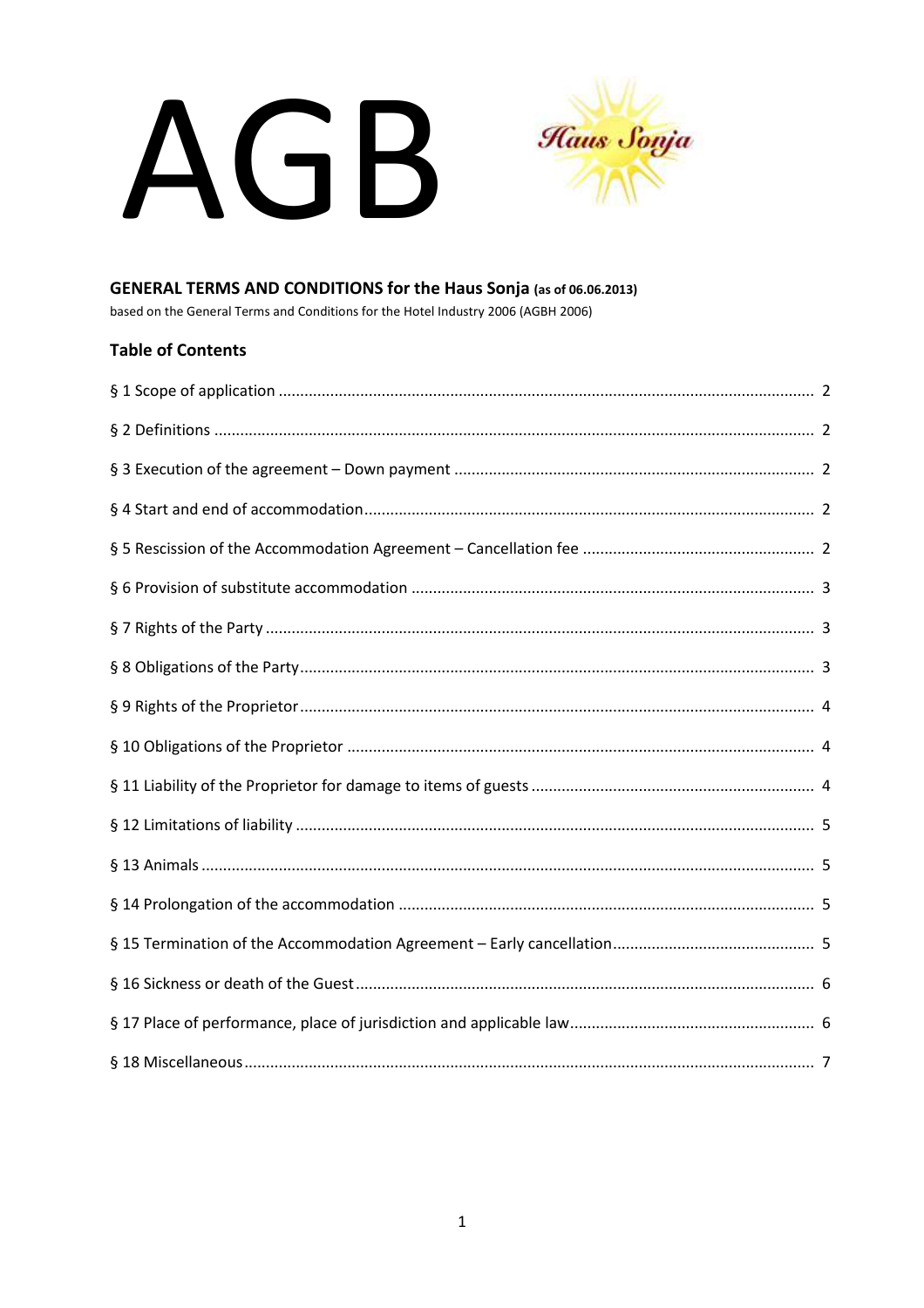# AGB

**GENERAL TERMS AND CONDITIONS for the Haus Sonja** **(as of 06.06.2013)**

based on the General Terms and Conditions for the Hotel Industry 2006 (AGBH 2006)

## Table of Contents

§ 1 Scope of application ........ 2

§ 2 Definitions ........ 2

§ 3 Execution of the agreement – Down payment ........ 2

§ 4 Start and end of accommodation ........ 2

§ 5 Rescission of the Accommodation Agreement – Cancellation fee ........ 2

§ 6 Provision of substitute accommodation ........ 3

§ 7 Rights of the Party ........ 3

§ 8 Obligations of the Party ........ 3

§ 9 Rights of the Proprietor ........ 4

§ 10 Obligations of the Proprietor ........ 4

§ 11 Liability of the Proprietor for damage to items of guests ........ 4

§ 12 Limitations of liability ........ 5

§ 13 Animals ........ 5

§ 14 Prolongation of the accommodation ........ 5

§ 15 Termination of the Accommodation Agreement – Early cancellation ........ 5

§ 16 Sickness or death of the Guest ........ 6

§ 17 Place of performance, place of jurisdiction and applicable law ........ 6

§ 18 Miscellaneous ........ 7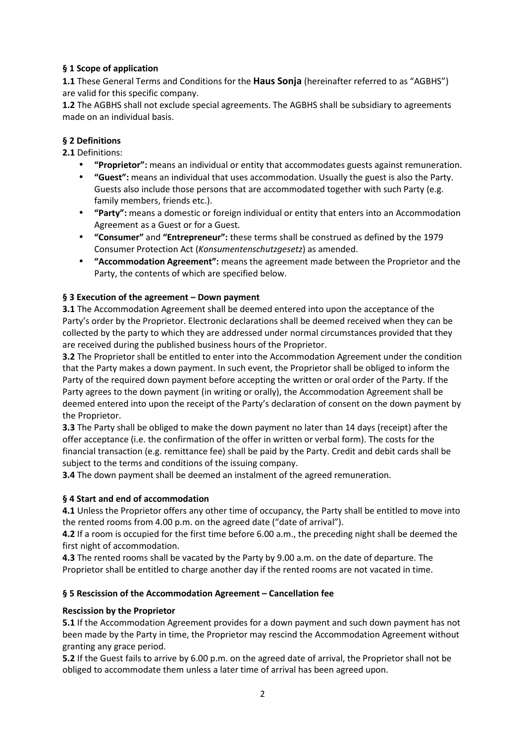### § 1 Scope of application

**1.1** These General Terms and Conditions for the **Haus Sonja** (hereinafter referred to as "AGBHS") are valid for this specific company.

**1.2** The AGBHS shall not exclude special agreements. The AGBHS shall be subsidiary to agreements made on an individual basis.

### § 2 Definitions

**2.1** Definitions:

- **"Proprietor":** means an individual or entity that accommodates guests against remuneration.
- **"Guest":** means an individual that uses accommodation. Usually the guest is also the Party. Guests also include those persons that are accommodated together with such Party (e.g. family members, friends etc.).
- **"Party":** means a domestic or foreign individual or entity that enters into an Accommodation Agreement as a Guest or for a Guest.
- **"Consumer"** and **"Entrepreneur":** these terms shall be construed as defined by the 1979 Consumer Protection Act (*Konsumentenschutzgesetz*) as amended.
- **"Accommodation Agreement":** means the agreement made between the Proprietor and the Party, the contents of which are specified below.

### § 3 Execution of the agreement – Down payment

**3.1** The Accommodation Agreement shall be deemed entered into upon the acceptance of the Party's order by the Proprietor. Electronic declarations shall be deemed received when they can be collected by the party to which they are addressed under normal circumstances provided that they are received during the published business hours of the Proprietor.

**3.2** The Proprietor shall be entitled to enter into the Accommodation Agreement under the condition that the Party makes a down payment. In such event, the Proprietor shall be obliged to inform the Party of the required down payment before accepting the written or oral order of the Party. If the Party agrees to the down payment (in writing or orally), the Accommodation Agreement shall be deemed entered into upon the receipt of the Party's declaration of consent on the down payment by the Proprietor.

**3.3** The Party shall be obliged to make the down payment no later than 14 days (receipt) after the offer acceptance (i.e. the confirmation of the offer in written or verbal form). The costs for the financial transaction (e.g. remittance fee) shall be paid by the Party. Credit and debit cards shall be subject to the terms and conditions of the issuing company.

**3.4** The down payment shall be deemed an instalment of the agreed remuneration.

### § 4 Start and end of accommodation

**4.1** Unless the Proprietor offers any other time of occupancy, the Party shall be entitled to move into the rented rooms from 4.00 p.m. on the agreed date ("date of arrival").

**4.2** If a room is occupied for the first time before 6.00 a.m., the preceding night shall be deemed the first night of accommodation.

**4.3** The rented rooms shall be vacated by the Party by 9.00 a.m. on the date of departure. The Proprietor shall be entitled to charge another day if the rented rooms are not vacated in time.

### § 5 Rescission of the Accommodation Agreement – Cancellation fee

#### Rescission by the Proprietor

**5.1** If the Accommodation Agreement provides for a down payment and such down payment has not been made by the Party in time, the Proprietor may rescind the Accommodation Agreement without granting any grace period.

**5.2** If the Guest fails to arrive by 6.00 p.m. on the agreed date of arrival, the Proprietor shall not be obliged to accommodate them unless a later time of arrival has been agreed upon.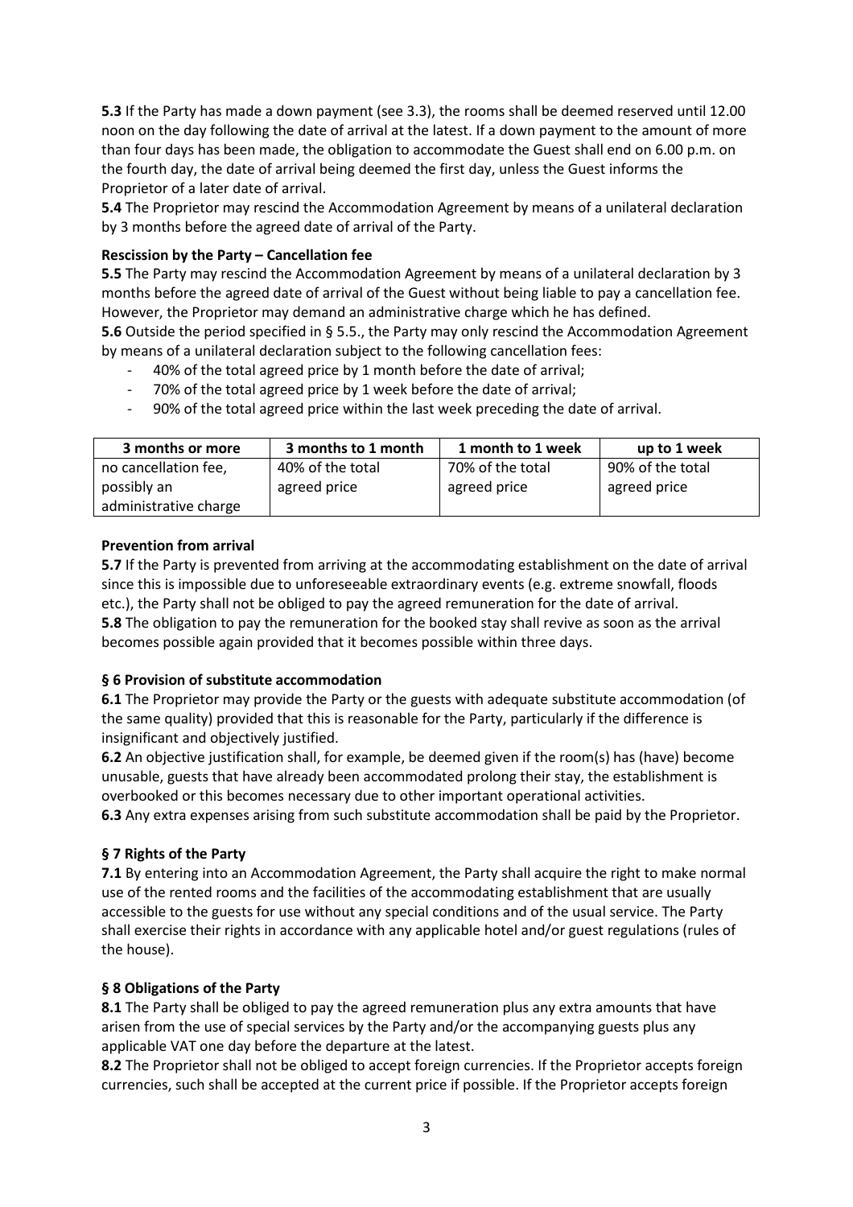**5.3** If the Party has made a down payment (see 3.3), the rooms shall be deemed reserved until 12.00 noon on the day following the date of arrival at the latest. If a down payment to the amount of more than four days has been made, the obligation to accommodate the Guest shall end on 6.00 p.m. on the fourth day, the date of arrival being deemed the first day, unless the Guest informs the Proprietor of a later date of arrival.

**5.4** The Proprietor may rescind the Accommodation Agreement by means of a unilateral declaration by 3 months before the agreed date of arrival of the Party.

**Rescission by the Party – Cancellation fee**

**5.5** The Party may rescind the Accommodation Agreement by means of a unilateral declaration by 3 months before the agreed date of arrival of the Guest without being liable to pay a cancellation fee. However, the Proprietor may demand an administrative charge which he has defined.

**5.6** Outside the period specified in § 5.5., the Party may only rescind the Accommodation Agreement by means of a unilateral declaration subject to the following cancellation fees:

- 40% of the total agreed price by 1 month before the date of arrival;
- 70% of the total agreed price by 1 week before the date of arrival;
- 90% of the total agreed price within the last week preceding the date of arrival.

| 3 months or more | 3 months to 1 month | 1 month to 1 week | up to 1 week |
|---|---|---|---|
| no cancellation fee, possibly an administrative charge | 40% of the total agreed price | 70% of the total agreed price | 90% of the total agreed price |

**Prevention from arrival**

**5.7** If the Party is prevented from arriving at the accommodating establishment on the date of arrival since this is impossible due to unforeseeable extraordinary events (e.g. extreme snowfall, floods etc.), the Party shall not be obliged to pay the agreed remuneration for the date of arrival.

**5.8** The obligation to pay the remuneration for the booked stay shall revive as soon as the arrival becomes possible again provided that it becomes possible within three days.

**§ 6 Provision of substitute accommodation**

**6.1** The Proprietor may provide the Party or the guests with adequate substitute accommodation (of the same quality) provided that this is reasonable for the Party, particularly if the difference is insignificant and objectively justified.

**6.2** An objective justification shall, for example, be deemed given if the room(s) has (have) become unusable, guests that have already been accommodated prolong their stay, the establishment is overbooked or this becomes necessary due to other important operational activities.

**6.3** Any extra expenses arising from such substitute accommodation shall be paid by the Proprietor.

**§ 7 Rights of the Party**

**7.1** By entering into an Accommodation Agreement, the Party shall acquire the right to make normal use of the rented rooms and the facilities of the accommodating establishment that are usually accessible to the guests for use without any special conditions and of the usual service. The Party shall exercise their rights in accordance with any applicable hotel and/or guest regulations (rules of the house).

**§ 8 Obligations of the Party**

**8.1** The Party shall be obliged to pay the agreed remuneration plus any extra amounts that have arisen from the use of special services by the Party and/or the accompanying guests plus any applicable VAT one day before the departure at the latest.

**8.2** The Proprietor shall not be obliged to accept foreign currencies. If the Proprietor accepts foreign currencies, such shall be accepted at the current price if possible. If the Proprietor accepts foreign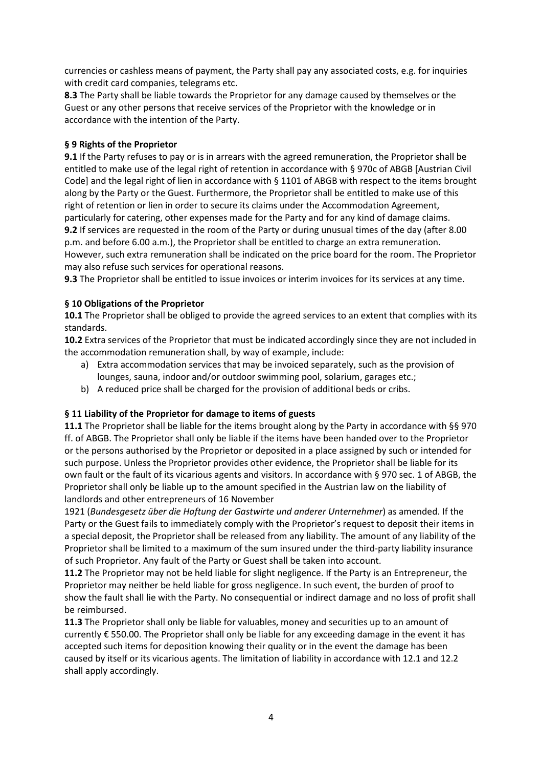currencies or cashless means of payment, the Party shall pay any associated costs, e.g. for inquiries with credit card companies, telegrams etc.

**8.3** The Party shall be liable towards the Proprietor for any damage caused by themselves or the Guest or any other persons that receive services of the Proprietor with the knowledge or in accordance with the intention of the Party.

### § 9 Rights of the Proprietor

**9.1** If the Party refuses to pay or is in arrears with the agreed remuneration, the Proprietor shall be entitled to make use of the legal right of retention in accordance with § 970c of ABGB [Austrian Civil Code] and the legal right of lien in accordance with § 1101 of ABGB with respect to the items brought along by the Party or the Guest. Furthermore, the Proprietor shall be entitled to make use of this right of retention or lien in order to secure its claims under the Accommodation Agreement, particularly for catering, other expenses made for the Party and for any kind of damage claims.

**9.2** If services are requested in the room of the Party or during unusual times of the day (after 8.00 p.m. and before 6.00 a.m.), the Proprietor shall be entitled to charge an extra remuneration. However, such extra remuneration shall be indicated on the price board for the room. The Proprietor may also refuse such services for operational reasons.

**9.3** The Proprietor shall be entitled to issue invoices or interim invoices for its services at any time.

### § 10 Obligations of the Proprietor

**10.1** The Proprietor shall be obliged to provide the agreed services to an extent that complies with its standards.

**10.2** Extra services of the Proprietor that must be indicated accordingly since they are not included in the accommodation remuneration shall, by way of example, include:

a) Extra accommodation services that may be invoiced separately, such as the provision of lounges, sauna, indoor and/or outdoor swimming pool, solarium, garages etc.;
b) A reduced price shall be charged for the provision of additional beds or cribs.

### § 11 Liability of the Proprietor for damage to items of guests

**11.1** The Proprietor shall be liable for the items brought along by the Party in accordance with §§ 970 ff. of ABGB. The Proprietor shall only be liable if the items have been handed over to the Proprietor or the persons authorised by the Proprietor or deposited in a place assigned by such or intended for such purpose. Unless the Proprietor provides other evidence, the Proprietor shall be liable for its own fault or the fault of its vicarious agents and visitors. In accordance with § 970 sec. 1 of ABGB, the Proprietor shall only be liable up to the amount specified in the Austrian law on the liability of landlords and other entrepreneurs of 16 November 1921 (*Bundesgesetz über die Haftung der Gastwirte und anderer Unternehmer*) as amended. If the Party or the Guest fails to immediately comply with the Proprietor's request to deposit their items in a special deposit, the Proprietor shall be released from any liability. The amount of any liability of the Proprietor shall be limited to a maximum of the sum insured under the third-party liability insurance of such Proprietor. Any fault of the Party or Guest shall be taken into account.

**11.2** The Proprietor may not be held liable for slight negligence. If the Party is an Entrepreneur, the Proprietor may neither be held liable for gross negligence. In such event, the burden of proof to show the fault shall lie with the Party. No consequential or indirect damage and no loss of profit shall be reimbursed.

**11.3** The Proprietor shall only be liable for valuables, money and securities up to an amount of currently € 550.00. The Proprietor shall only be liable for any exceeding damage in the event it has accepted such items for deposition knowing their quality or in the event the damage has been caused by itself or its vicarious agents. The limitation of liability in accordance with 12.1 and 12.2 shall apply accordingly.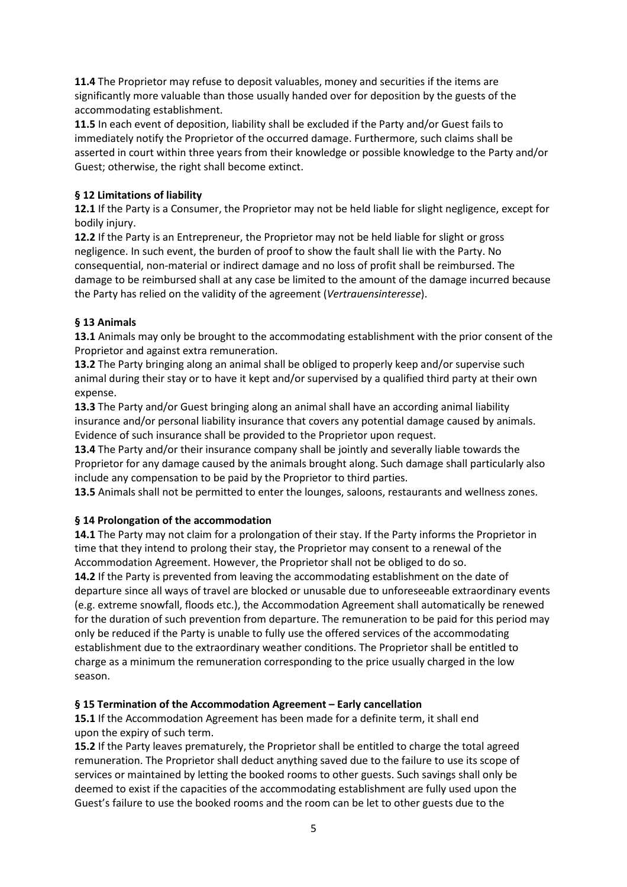**11.4** The Proprietor may refuse to deposit valuables, money and securities if the items are significantly more valuable than those usually handed over for deposition by the guests of the accommodating establishment.
**11.5** In each event of deposition, liability shall be excluded if the Party and/or Guest fails to immediately notify the Proprietor of the occurred damage. Furthermore, such claims shall be asserted in court within three years from their knowledge or possible knowledge to the Party and/or Guest; otherwise, the right shall become extinct.

### § 12 Limitations of liability

**12.1** If the Party is a Consumer, the Proprietor may not be held liable for slight negligence, except for bodily injury.
**12.2** If the Party is an Entrepreneur, the Proprietor may not be held liable for slight or gross negligence. In such event, the burden of proof to show the fault shall lie with the Party. No consequential, non-material or indirect damage and no loss of profit shall be reimbursed. The damage to be reimbursed shall at any case be limited to the amount of the damage incurred because the Party has relied on the validity of the agreement (*Vertrauensinteresse*).

### § 13 Animals

**13.1** Animals may only be brought to the accommodating establishment with the prior consent of the Proprietor and against extra remuneration.
**13.2** The Party bringing along an animal shall be obliged to properly keep and/or supervise such animal during their stay or to have it kept and/or supervised by a qualified third party at their own expense.
**13.3** The Party and/or Guest bringing along an animal shall have an according animal liability insurance and/or personal liability insurance that covers any potential damage caused by animals. Evidence of such insurance shall be provided to the Proprietor upon request.
**13.4** The Party and/or their insurance company shall be jointly and severally liable towards the Proprietor for any damage caused by the animals brought along. Such damage shall particularly also include any compensation to be paid by the Proprietor to third parties.
**13.5** Animals shall not be permitted to enter the lounges, saloons, restaurants and wellness zones.

### § 14 Prolongation of the accommodation

**14.1** The Party may not claim for a prolongation of their stay. If the Party informs the Proprietor in time that they intend to prolong their stay, the Proprietor may consent to a renewal of the Accommodation Agreement. However, the Proprietor shall not be obliged to do so.
**14.2** If the Party is prevented from leaving the accommodating establishment on the date of departure since all ways of travel are blocked or unusable due to unforeseeable extraordinary events (e.g. extreme snowfall, floods etc.), the Accommodation Agreement shall automatically be renewed for the duration of such prevention from departure. The remuneration to be paid for this period may only be reduced if the Party is unable to fully use the offered services of the accommodating establishment due to the extraordinary weather conditions. The Proprietor shall be entitled to charge as a minimum the remuneration corresponding to the price usually charged in the low season.

### § 15 Termination of the Accommodation Agreement – Early cancellation

**15.1** If the Accommodation Agreement has been made for a definite term, it shall end upon the expiry of such term.
**15.2** If the Party leaves prematurely, the Proprietor shall be entitled to charge the total agreed remuneration. The Proprietor shall deduct anything saved due to the failure to use its scope of services or maintained by letting the booked rooms to other guests. Such savings shall only be deemed to exist if the capacities of the accommodating establishment are fully used upon the Guest's failure to use the booked rooms and the room can be let to other guests due to the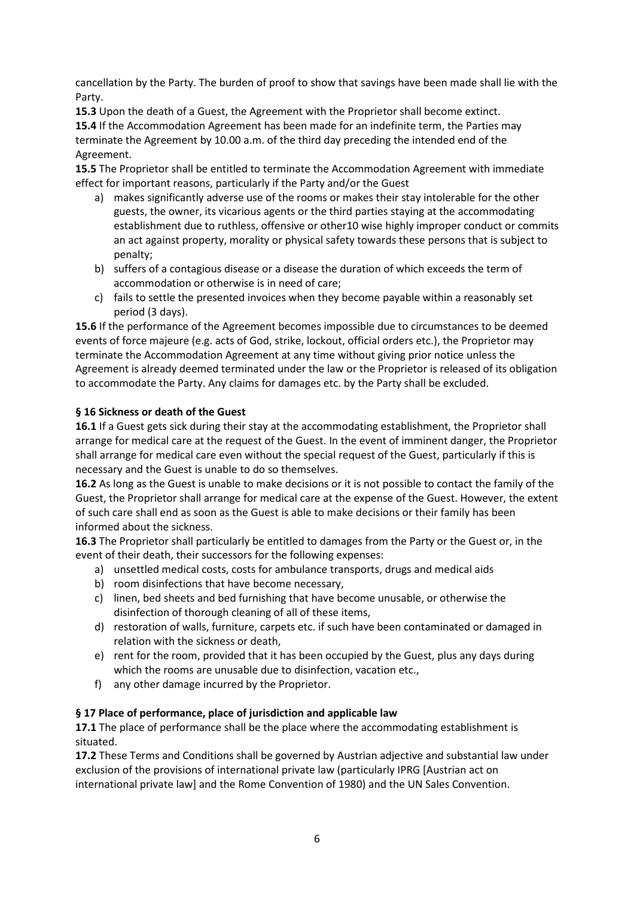cancellation by the Party. The burden of proof to show that savings have been made shall lie with the Party.

**15.3** Upon the death of a Guest, the Agreement with the Proprietor shall become extinct.

**15.4** If the Accommodation Agreement has been made for an indefinite term, the Parties may terminate the Agreement by 10.00 a.m. of the third day preceding the intended end of the Agreement.

**15.5** The Proprietor shall be entitled to terminate the Accommodation Agreement with immediate effect for important reasons, particularly if the Party and/or the Guest

a) makes significantly adverse use of the rooms or makes their stay intolerable for the other guests, the owner, its vicarious agents or the third parties staying at the accommodating establishment due to ruthless, offensive or other10 wise highly improper conduct or commits an act against property, morality or physical safety towards these persons that is subject to penalty;
b) suffers of a contagious disease or a disease the duration of which exceeds the term of accommodation or otherwise is in need of care;
c) fails to settle the presented invoices when they become payable within a reasonably set period (3 days).

**15.6** If the performance of the Agreement becomes impossible due to circumstances to be deemed events of force majeure (e.g. acts of God, strike, lockout, official orders etc.), the Proprietor may terminate the Accommodation Agreement at any time without giving prior notice unless the Agreement is already deemed terminated under the law or the Proprietor is released of its obligation to accommodate the Party. Any claims for damages etc. by the Party shall be excluded.

### § 16 Sickness or death of the Guest

**16.1** If a Guest gets sick during their stay at the accommodating establishment, the Proprietor shall arrange for medical care at the request of the Guest. In the event of imminent danger, the Proprietor shall arrange for medical care even without the special request of the Guest, particularly if this is necessary and the Guest is unable to do so themselves.

**16.2** As long as the Guest is unable to make decisions or it is not possible to contact the family of the Guest, the Proprietor shall arrange for medical care at the expense of the Guest. However, the extent of such care shall end as soon as the Guest is able to make decisions or their family has been informed about the sickness.

**16.3** The Proprietor shall particularly be entitled to damages from the Party or the Guest or, in the event of their death, their successors for the following expenses:

a) unsettled medical costs, costs for ambulance transports, drugs and medical aids
b) room disinfections that have become necessary,
c) linen, bed sheets and bed furnishing that have become unusable, or otherwise the disinfection of thorough cleaning of all of these items,
d) restoration of walls, furniture, carpets etc. if such have been contaminated or damaged in relation with the sickness or death,
e) rent for the room, provided that it has been occupied by the Guest, plus any days during which the rooms are unusable due to disinfection, vacation etc.,
f) any other damage incurred by the Proprietor.

### § 17 Place of performance, place of jurisdiction and applicable law

**17.1** The place of performance shall be the place where the accommodating establishment is situated.

**17.2** These Terms and Conditions shall be governed by Austrian adjective and substantial law under exclusion of the provisions of international private law (particularly IPRG [Austrian act on international private law] and the Rome Convention of 1980) and the UN Sales Convention.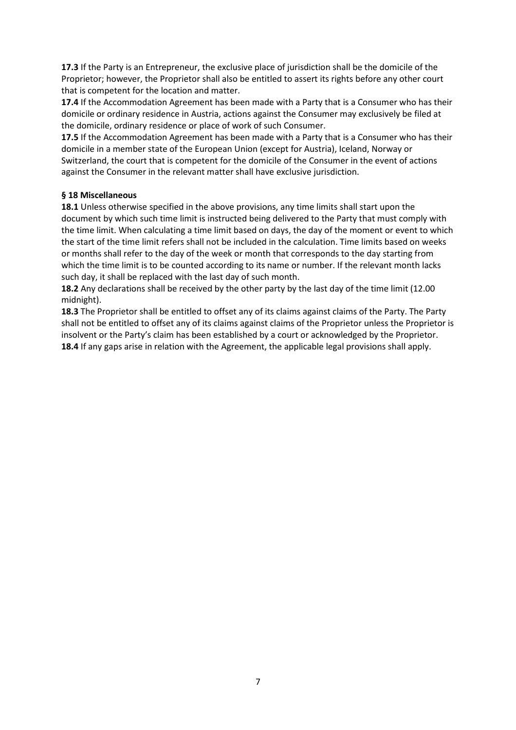**17.3** If the Party is an Entrepreneur, the exclusive place of jurisdiction shall be the domicile of the Proprietor; however, the Proprietor shall also be entitled to assert its rights before any other court that is competent for the location and matter.
**17.4** If the Accommodation Agreement has been made with a Party that is a Consumer who has their domicile or ordinary residence in Austria, actions against the Consumer may exclusively be filed at the domicile, ordinary residence or place of work of such Consumer.
**17.5** If the Accommodation Agreement has been made with a Party that is a Consumer who has their domicile in a member state of the European Union (except for Austria), Iceland, Norway or Switzerland, the court that is competent for the domicile of the Consumer in the event of actions against the Consumer in the relevant matter shall have exclusive jurisdiction.

**§ 18 Miscellaneous**

**18.1** Unless otherwise specified in the above provisions, any time limits shall start upon the document by which such time limit is instructed being delivered to the Party that must comply with the time limit. When calculating a time limit based on days, the day of the moment or event to which the start of the time limit refers shall not be included in the calculation. Time limits based on weeks or months shall refer to the day of the week or month that corresponds to the day starting from which the time limit is to be counted according to its name or number. If the relevant month lacks such day, it shall be replaced with the last day of such month.
**18.2** Any declarations shall be received by the other party by the last day of the time limit (12.00 midnight).
**18.3** The Proprietor shall be entitled to offset any of its claims against claims of the Party. The Party shall not be entitled to offset any of its claims against claims of the Proprietor unless the Proprietor is insolvent or the Party's claim has been established by a court or acknowledged by the Proprietor.
**18.4** If any gaps arise in relation with the Agreement, the applicable legal provisions shall apply.